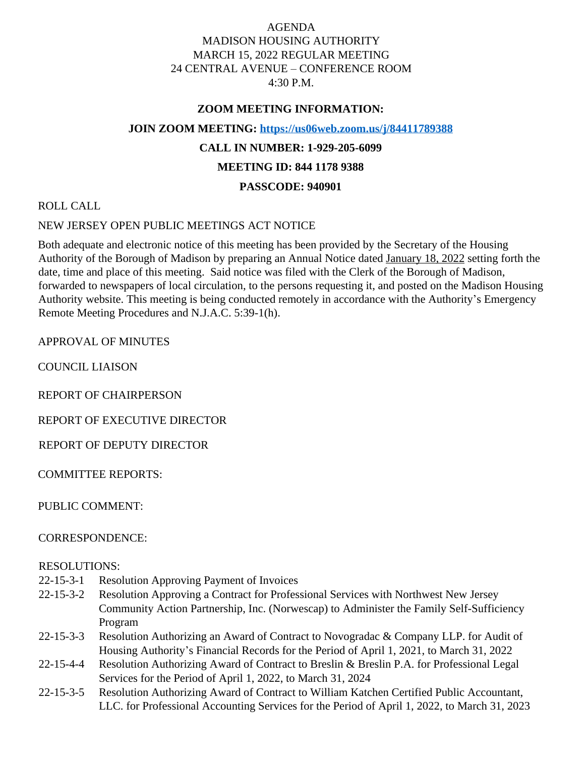AGENDA
MADISON HOUSING AUTHORITY
MARCH 15, 2022 REGULAR MEETING
24 CENTRAL AVENUE – CONFERENCE ROOM
4:30 P.M.

**ZOOM MEETING INFORMATION:**

**JOIN ZOOM MEETING: https://us06web.zoom.us/j/84411789388**

**CALL IN NUMBER: 1-929-205-6099**

**MEETING ID: 844 1178 9388**

**PASSCODE: 940901**

ROLL CALL

NEW JERSEY OPEN PUBLIC MEETINGS ACT NOTICE

Both adequate and electronic notice of this meeting has been provided by the Secretary of the Housing Authority of the Borough of Madison by preparing an Annual Notice dated January 18, 2022 setting forth the date, time and place of this meeting. Said notice was filed with the Clerk of the Borough of Madison, forwarded to newspapers of local circulation, to the persons requesting it, and posted on the Madison Housing Authority website. This meeting is being conducted remotely in accordance with the Authority's Emergency Remote Meeting Procedures and N.J.A.C. 5:39-1(h).

APPROVAL OF MINUTES

COUNCIL LIAISON

REPORT OF CHAIRPERSON

REPORT OF EXECUTIVE DIRECTOR

REPORT OF DEPUTY DIRECTOR

COMMITTEE REPORTS:

PUBLIC COMMENT:

CORRESPONDENCE:

RESOLUTIONS:

- 22-15-3-1 Resolution Approving Payment of Invoices
- 22-15-3-2 Resolution Approving a Contract for Professional Services with Northwest New Jersey Community Action Partnership, Inc. (Norwescap) to Administer the Family Self-Sufficiency Program
- 22-15-3-3 Resolution Authorizing an Award of Contract to Novogradac & Company LLP. for Audit of Housing Authority's Financial Records for the Period of April 1, 2021, to March 31, 2022
- 22-15-4-4 Resolution Authorizing Award of Contract to Breslin & Breslin P.A. for Professional Legal Services for the Period of April 1, 2022, to March 31, 2024
- 22-15-3-5 Resolution Authorizing Award of Contract to William Katchen Certified Public Accountant, LLC. for Professional Accounting Services for the Period of April 1, 2022, to March 31, 2023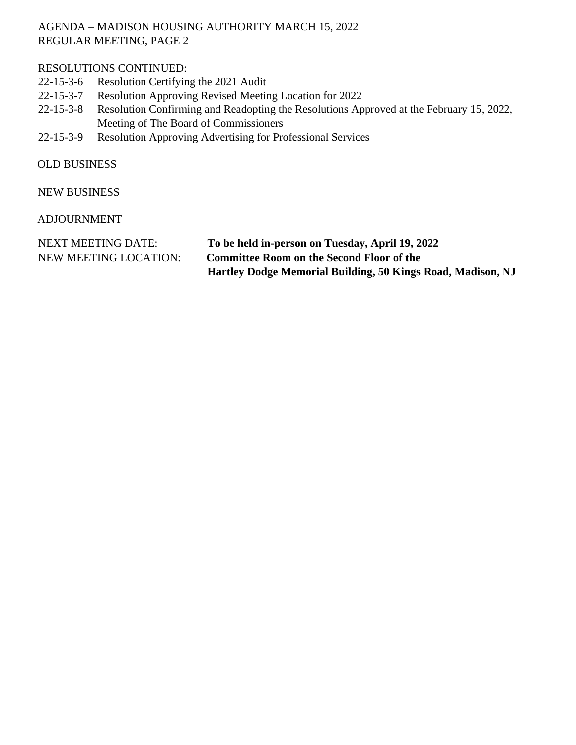RESOLUTIONS CONTINUED:

- 22-15-3-6 Resolution Certifying the 2021 Audit
- 22-15-3-7 Resolution Approving Revised Meeting Location for 2022
- 22-15-3-8 Resolution Confirming and Readopting the Resolutions Approved at the February 15, 2022, Meeting of The Board of Commissioners
- 22-15-3-9 Resolution Approving Advertising for Professional Services

OLD BUSINESS

NEW BUSINESS

ADJOURNMENT

NEXT MEETING DATE: **To be held in-person on Tuesday, April 19, 2022**

NEW MEETING LOCATION: **Committee Room on the Second Floor of the Hartley Dodge Memorial Building, 50 Kings Road, Madison, NJ**